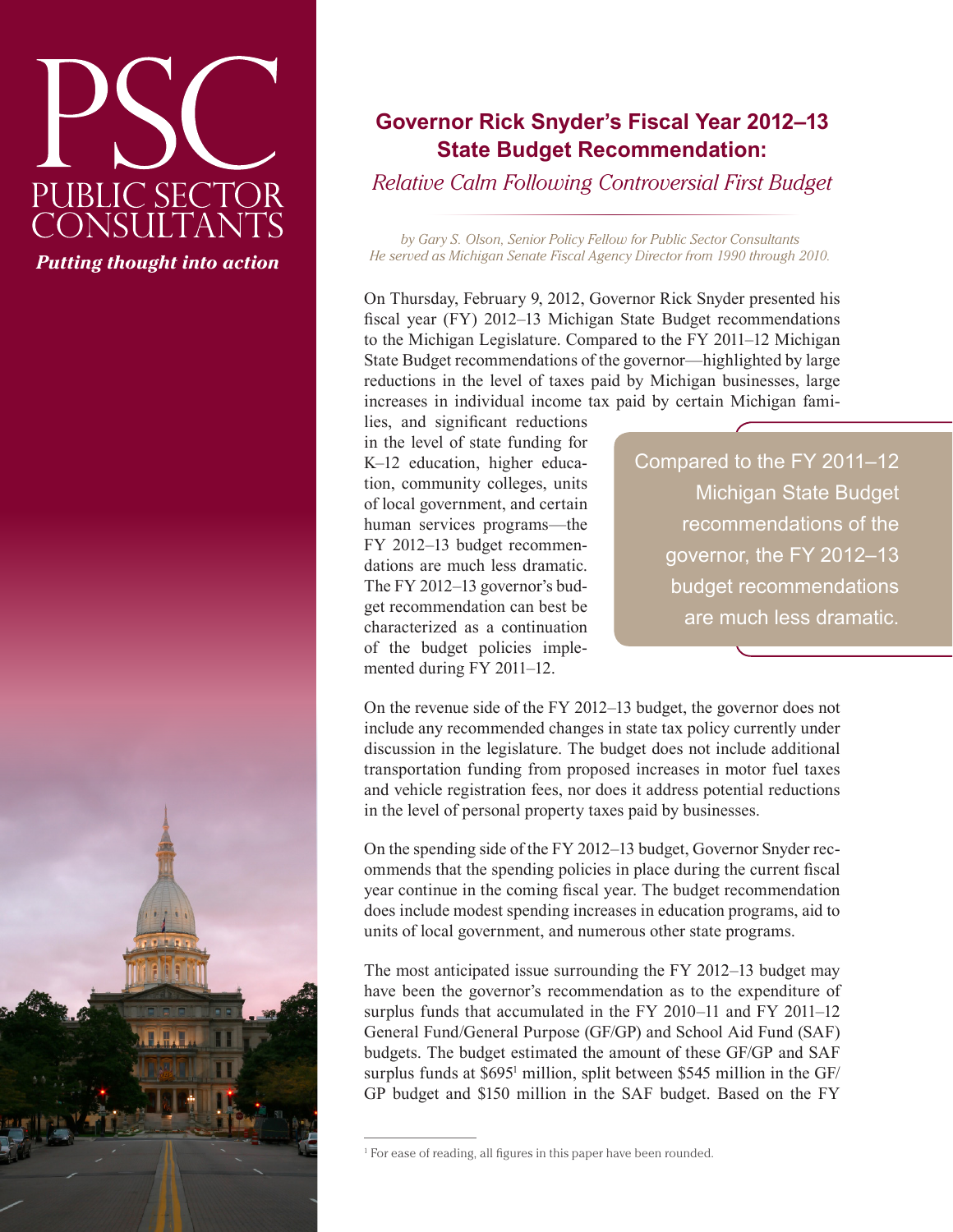PSC

PUBLIC SECTOR CONSULTANTS

*Putting thought into action*

# Governor Rick Snyder's Fiscal Year 2012–13 State Budget Recommendation:

*Relative Calm Following Controversial First Budget*

*by Gary S. Olson, Senior Policy Fellow for Public Sector Consultants*
*He served as Michigan Senate Fiscal Agency Director from 1990 through 2010.*

On Thursday, February 9, 2012, Governor Rick Snyder presented his fiscal year (FY) 2012–13 Michigan State Budget recommendations to the Michigan Legislature. Compared to the FY 2011–12 Michigan State Budget recommendations of the governor—highlighted by large reductions in the level of taxes paid by Michigan businesses, large increases in individual income tax paid by certain Michigan families, and significant reductions in the level of state funding for K–12 education, higher education, community colleges, units of local government, and certain human services programs—the FY 2012–13 budget recommendations are much less dramatic. The FY 2012–13 governor's budget recommendation can best be characterized as a continuation of the budget policies implemented during FY 2011–12.

> Compared to the FY 2011–12 Michigan State Budget recommendations of the governor, the FY 2012–13 budget recommendations are much less dramatic.

On the revenue side of the FY 2012–13 budget, the governor does not include any recommended changes in state tax policy currently under discussion in the legislature. The budget does not include additional transportation funding from proposed increases in motor fuel taxes and vehicle registration fees, nor does it address potential reductions in the level of personal property taxes paid by businesses.

On the spending side of the FY 2012–13 budget, Governor Snyder recommends that the spending policies in place during the current fiscal year continue in the coming fiscal year. The budget recommendation does include modest spending increases in education programs, aid to units of local government, and numerous other state programs.

The most anticipated issue surrounding the FY 2012–13 budget may have been the governor's recommendation as to the expenditure of surplus funds that accumulated in the FY 2010–11 and FY 2011–12 General Fund/General Purpose (GF/GP) and School Aid Fund (SAF) budgets. The budget estimated the amount of these GF/GP and SAF surplus funds at $695[1] million, split between $545 million in the GF/GP budget and $150 million in the SAF budget. Based on the FY

[1] For ease of reading, all figures in this paper have been rounded.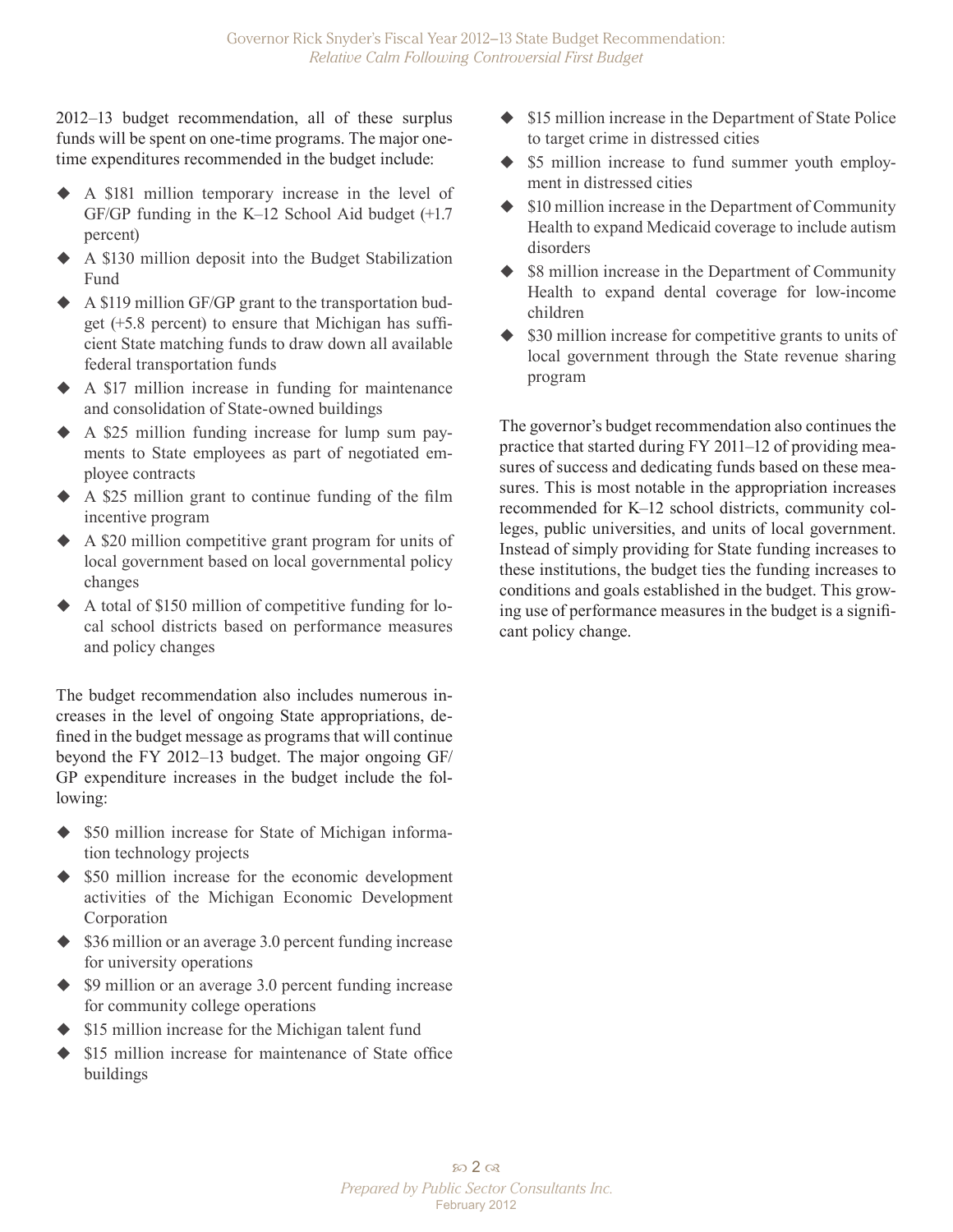2012–13 budget recommendation, all of these surplus funds will be spent on one-time programs. The major one-time expenditures recommended in the budget include:

- A $181 million temporary increase in the level of GF/GP funding in the K–12 School Aid budget (+1.7 percent)
- A $130 million deposit into the Budget Stabilization Fund
- A $119 million GF/GP grant to the transportation budget (+5.8 percent) to ensure that Michigan has sufficient State matching funds to draw down all available federal transportation funds
- A $17 million increase in funding for maintenance and consolidation of State-owned buildings
- A $25 million funding increase for lump sum payments to State employees as part of negotiated employee contracts
- A $25 million grant to continue funding of the film incentive program
- A $20 million competitive grant program for units of local government based on local governmental policy changes
- A total of $150 million of competitive funding for local school districts based on performance measures and policy changes

The budget recommendation also includes numerous increases in the level of ongoing State appropriations, defined in the budget message as programs that will continue beyond the FY 2012–13 budget. The major ongoing GF/GP expenditure increases in the budget include the following:

- $50 million increase for State of Michigan information technology projects
- $50 million increase for the economic development activities of the Michigan Economic Development Corporation
- $36 million or an average 3.0 percent funding increase for university operations
- $9 million or an average 3.0 percent funding increase for community college operations
- $15 million increase for the Michigan talent fund
- $15 million increase for maintenance of State office buildings
- $15 million increase in the Department of State Police to target crime in distressed cities
- $5 million increase to fund summer youth employment in distressed cities
- $10 million increase in the Department of Community Health to expand Medicaid coverage to include autism disorders
- $8 million increase in the Department of Community Health to expand dental coverage for low-income children
- $30 million increase for competitive grants to units of local government through the State revenue sharing program

The governor's budget recommendation also continues the practice that started during FY 2011–12 of providing measures of success and dedicating funds based on these measures. This is most notable in the appropriation increases recommended for K–12 school districts, community colleges, public universities, and units of local government. Instead of simply providing for State funding increases to these institutions, the budget ties the funding increases to conditions and goals established in the budget. This growing use of performance measures in the budget is a significant policy change.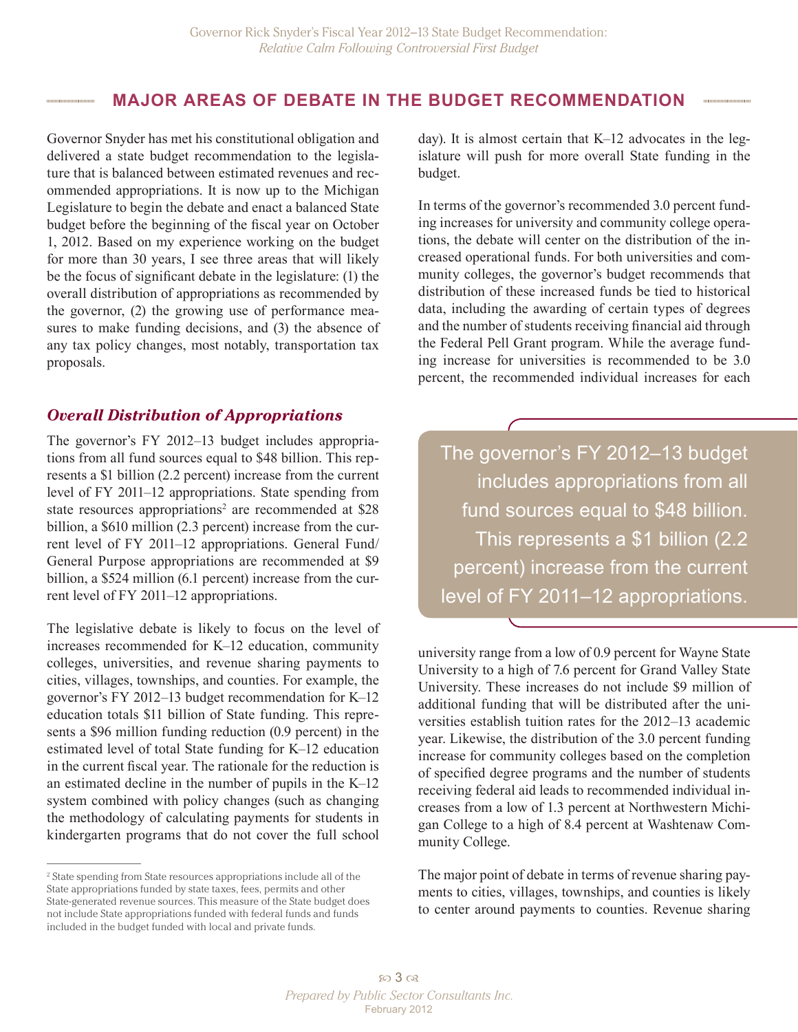## MAJOR AREAS OF DEBATE IN THE BUDGET RECOMMENDATION

Governor Snyder has met his constitutional obligation and delivered a state budget recommendation to the legislature that is balanced between estimated revenues and recommended appropriations. It is now up to the Michigan Legislature to begin the debate and enact a balanced State budget before the beginning of the fiscal year on October 1, 2012. Based on my experience working on the budget for more than 30 years, I see three areas that will likely be the focus of significant debate in the legislature: (1) the overall distribution of appropriations as recommended by the governor, (2) the growing use of performance measures to make funding decisions, and (3) the absence of any tax policy changes, most notably, transportation tax proposals.

### *Overall Distribution of Appropriations*

The governor's FY 2012–13 budget includes appropriations from all fund sources equal to $48 billion. This represents a $1 billion (2.2 percent) increase from the current level of FY 2011–12 appropriations. State spending from state resources appropriations[2] are recommended at $28 billion, a $610 million (2.3 percent) increase from the current level of FY 2011–12 appropriations. General Fund/General Purpose appropriations are recommended at $9 billion, a $524 million (6.1 percent) increase from the current level of FY 2011–12 appropriations.

The legislative debate is likely to focus on the level of increases recommended for K–12 education, community colleges, universities, and revenue sharing payments to cities, villages, townships, and counties. For example, the governor's FY 2012–13 budget recommendation for K–12 education totals $11 billion of State funding. This represents a $96 million funding reduction (0.9 percent) in the estimated level of total State funding for K–12 education in the current fiscal year. The rationale for the reduction is an estimated decline in the number of pupils in the K–12 system combined with policy changes (such as changing the methodology of calculating payments for students in kindergarten programs that do not cover the full school day). It is almost certain that K–12 advocates in the legislature will push for more overall State funding in the budget.

In terms of the governor's recommended 3.0 percent funding increases for university and community college operations, the debate will center on the distribution of the increased operational funds. For both universities and community colleges, the governor's budget recommends that distribution of these increased funds be tied to historical data, including the awarding of certain types of degrees and the number of students receiving financial aid through the Federal Pell Grant program. While the average funding increase for universities is recommended to be 3.0 percent, the recommended individual increases for each university range from a low of 0.9 percent for Wayne State University to a high of 7.6 percent for Grand Valley State University. These increases do not include $9 million of additional funding that will be distributed after the universities establish tuition rates for the 2012–13 academic year. Likewise, the distribution of the 3.0 percent funding increase for community colleges based on the completion of specified degree programs and the number of students receiving federal aid leads to recommended individual increases from a low of 1.3 percent at Northwestern Michigan College to a high of 8.4 percent at Washtenaw Community College.

> The governor's FY 2012–13 budget includes appropriations from all fund sources equal to $48 billion. This represents a $1 billion (2.2 percent) increase from the current level of FY 2011–12 appropriations.

The major point of debate in terms of revenue sharing payments to cities, villages, townships, and counties is likely to center around payments to counties. Revenue sharing

[2] State spending from State resources appropriations include all of the State appropriations funded by state taxes, fees, permits and other State-generated revenue sources. This measure of the State budget does not include State appropriations funded with federal funds and funds included in the budget funded with local and private funds.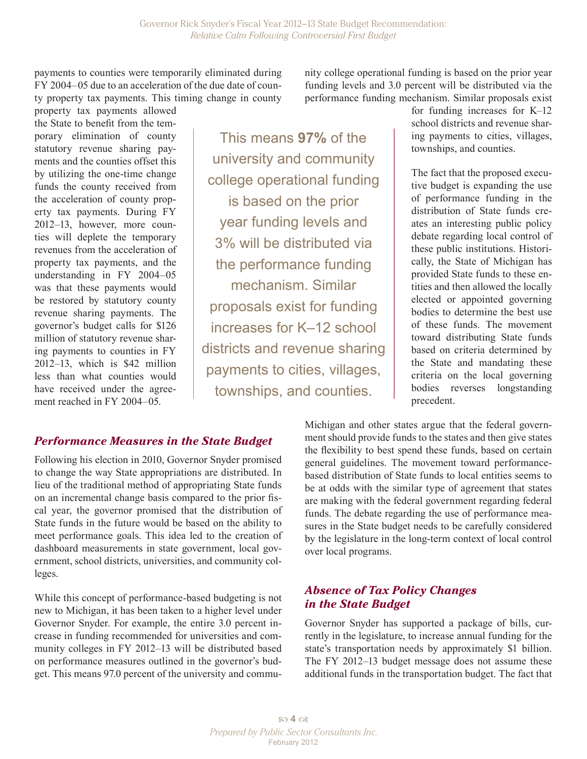payments to counties were temporarily eliminated during FY 2004–05 due to an acceleration of the due date of county property tax payments. This timing change in county property tax payments allowed the State to benefit from the temporary elimination of county statutory revenue sharing payments and the counties offset this by utilizing the one-time change funds the county received from the acceleration of county property tax payments. During FY 2012–13, however, more counties will deplete the temporary revenues from the acceleration of property tax payments, and the understanding in FY 2004–05 was that these payments would be restored by statutory county revenue sharing payments. The governor's budget calls for $126 million of statutory revenue sharing payments to counties in FY 2012–13, which is $42 million less than what counties would have received under the agreement reached in FY 2004–05.

## *Performance Measures in the State Budget*

Following his election in 2010, Governor Snyder promised to change the way State appropriations are distributed. In lieu of the traditional method of appropriating State funds on an incremental change basis compared to the prior fiscal year, the governor promised that the distribution of State funds in the future would be based on the ability to meet performance goals. This idea led to the creation of dashboard measurements in state government, local government, school districts, universities, and community colleges.

While this concept of performance-based budgeting is not new to Michigan, it has been taken to a higher level under Governor Snyder. For example, the entire 3.0 percent increase in funding recommended for universities and community colleges in FY 2012–13 will be distributed based on performance measures outlined in the governor's budget. This means 97.0 percent of the university and community college operational funding is based on the prior year funding levels and 3.0 percent will be distributed via the performance funding mechanism. Similar proposals exist for funding increases for K–12 school districts and revenue sharing payments to cities, villages, townships, and counties.

> This means **97%** of the university and community college operational funding is based on the prior year funding levels and 3% will be distributed via the performance funding mechanism. Similar proposals exist for funding increases for K–12 school districts and revenue sharing payments to cities, villages, townships, and counties.

The fact that the proposed executive budget is expanding the use of performance funding in the distribution of State funds creates an interesting public policy debate regarding local control of these public institutions. Historically, the State of Michigan has provided State funds to these entities and then allowed the locally elected or appointed governing bodies to determine the best use of these funds. The movement toward distributing State funds based on criteria determined by the State and mandating these criteria on the local governing bodies reverses longstanding precedent.

Michigan and other states argue that the federal government should provide funds to the states and then give states the flexibility to best spend these funds, based on certain general guidelines. The movement toward performance-based distribution of State funds to local entities seems to be at odds with the similar type of agreement that states are making with the federal government regarding federal funds. The debate regarding the use of performance measures in the State budget needs to be carefully considered by the legislature in the long-term context of local control over local programs.

## *Absence of Tax Policy Changes in the State Budget*

Governor Snyder has supported a package of bills, currently in the legislature, to increase annual funding for the state's transportation needs by approximately $1 billion. The FY 2012–13 budget message does not assume these additional funds in the transportation budget. The fact that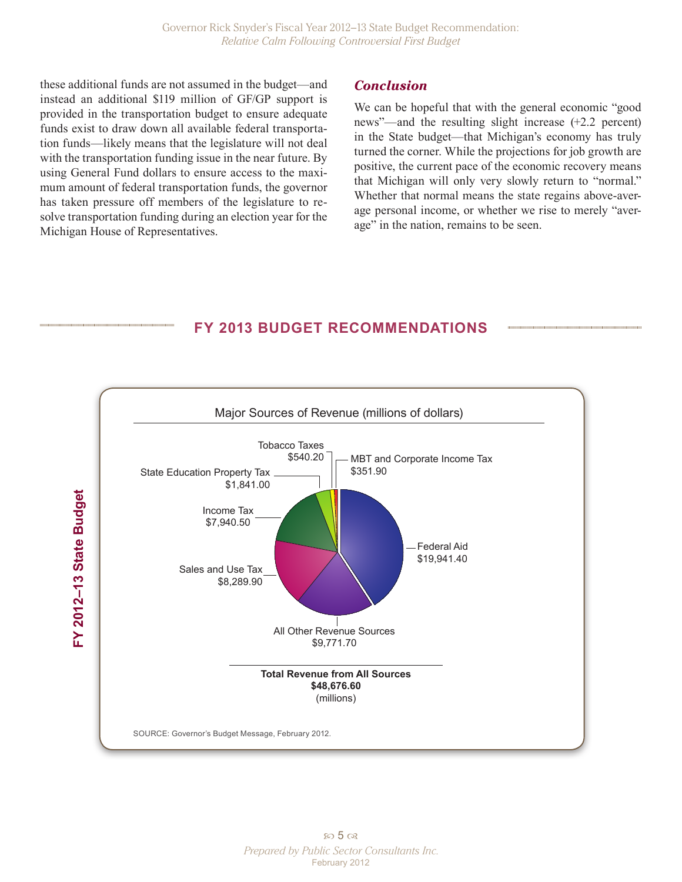these additional funds are not assumed in the budget—and instead an additional $119 million of GF/GP support is provided in the transportation budget to ensure adequate funds exist to draw down all available federal transportation funds—likely means that the legislature will not deal with the transportation funding issue in the near future. By using General Fund dollars to ensure access to the maximum amount of federal transportation funds, the governor has taken pressure off members of the legislature to resolve transportation funding during an election year for the Michigan House of Representatives.

## *Conclusion*

We can be hopeful that with the general economic "good news"—and the resulting slight increase (+2.2 percent) in the State budget—that Michigan's economy has truly turned the corner. While the projections for job growth are positive, the current pace of the economic recovery means that Michigan will only very slowly return to "normal." Whether that normal means the state regains above-average personal income, or whether we rise to merely "average" in the nation, remains to be seen.

## FY 2013 BUDGET RECOMMENDATIONS

**FY 2012–13 State Budget**

Major Sources of Revenue (millions of dollars)

| Source | Amount |
|---|---|
| Federal Aid | $19,941.40 |
| All Other Revenue Sources | $9,771.70 |
| Sales and Use Tax | $8,289.90 |
| Income Tax | $7,940.50 |
| State Education Property Tax | $1,841.00 |
| Tobacco Taxes | $540.20 |
| MBT and Corporate Income Tax | $351.90 |

**Total Revenue from All Sources**
**$48,676.60**
(millions)

SOURCE: Governor's Budget Message, February 2012.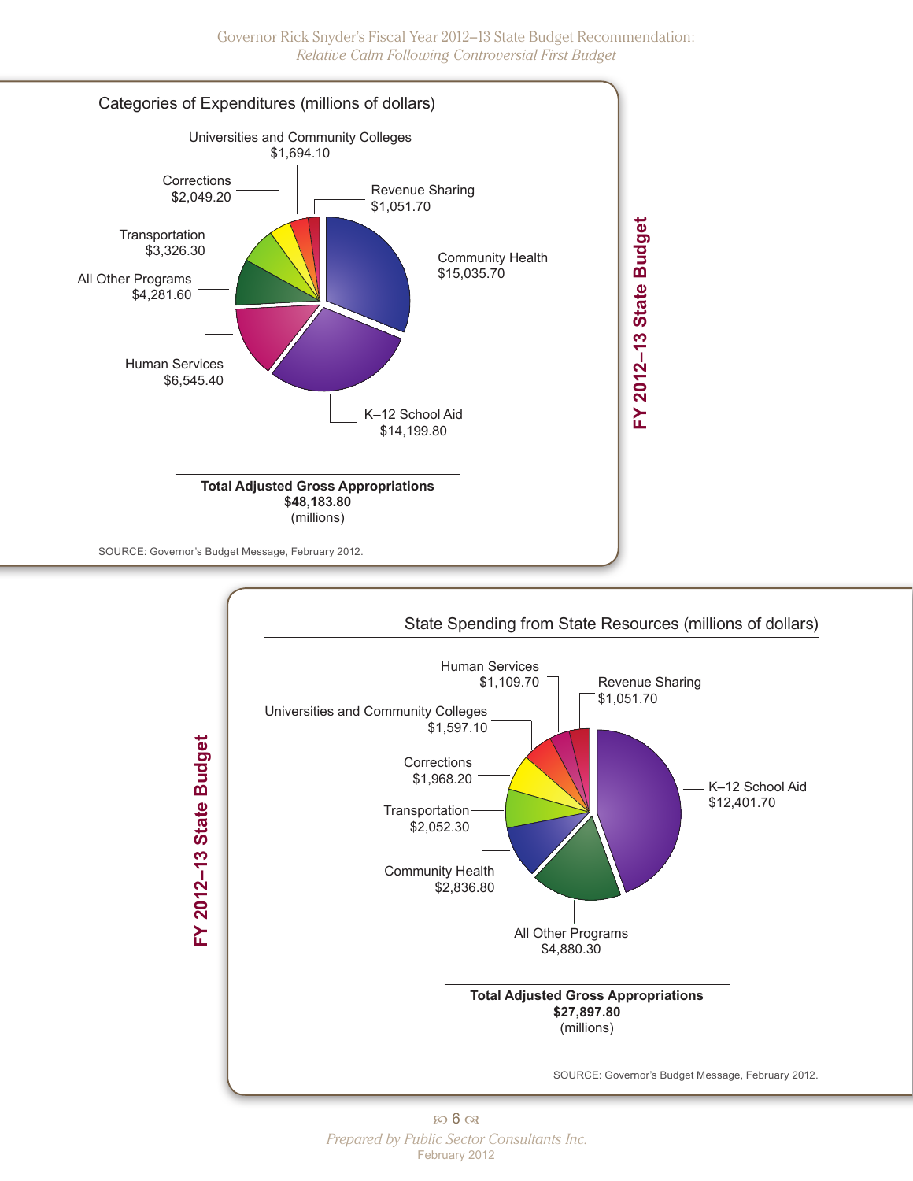Categories of Expenditures (millions of dollars)

Universities and Community Colleges
$1,694.10

Corrections
$2,049.20

Revenue Sharing
$1,051.70

Transportation
$3,326.30

Community Health
$15,035.70

All Other Programs
$4,281.60

Human Services
$6,545.40

K–12 School Aid
$14,199.80

**Total Adjusted Gross Appropriations**
**$48,183.80**
(millions)

SOURCE: Governor's Budget Message, February 2012.

FY 2012–13 State Budget

State Spending from State Resources (millions of dollars)

Human Services
$1,109.70

Revenue Sharing
$1,051.70

Universities and Community Colleges
$1,597.10

Corrections
$1,968.20

K–12 School Aid
$12,401.70

Transportation
$2,052.30

Community Health
$2,836.80

All Other Programs
$4,880.30

**Total Adjusted Gross Appropriations**
**$27,897.80**
(millions)

SOURCE: Governor's Budget Message, February 2012.

FY 2012–13 State Budget